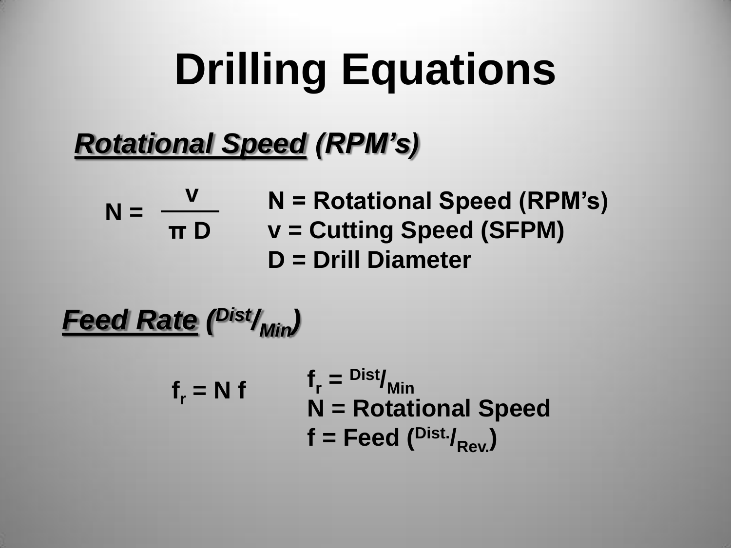# Drilling Equations

## ***Rotational Speed* (RPM's)**

$$N = \frac{v}{\pi D}$$

**N = Rotational Speed (RPM's)**
**v = Cutting Speed (SFPM)**
**D = Drill Diameter**

## ***Feed Rate* ($^{Dist}/_{Min}$)**

$$f_r = N f$$

**$f_r$ = $^{Dist}/_{Min}$**
**N = Rotational Speed**
**f = Feed ($^{Dist.}/_{Rev.}$)**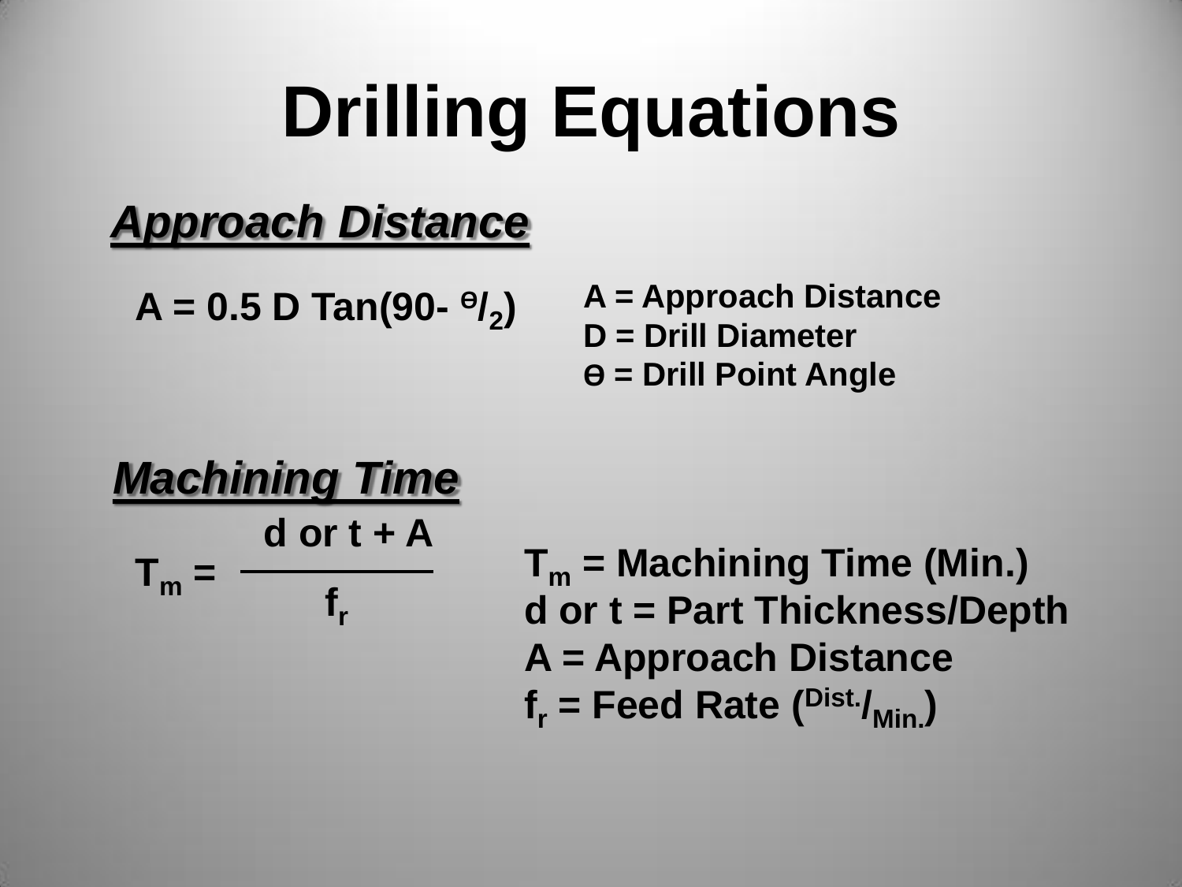# Drilling Equations

## *Approach Distance*

$A = 0.5\ D\ \text{Tan}(90 - {}^{\theta}/_{2})$

A = Approach Distance
D = Drill Diameter
$\theta$ = Drill Point Angle

## *Machining Time*

$$T_m = \frac{d \text{ or } t + A}{f_r}$$

$T_m$ = Machining Time (Min.)
d or t = Part Thickness/Depth
A = Approach Distance
$f_r$ = Feed Rate (${}^{\text{Dist.}}/_{\text{Min.}}$)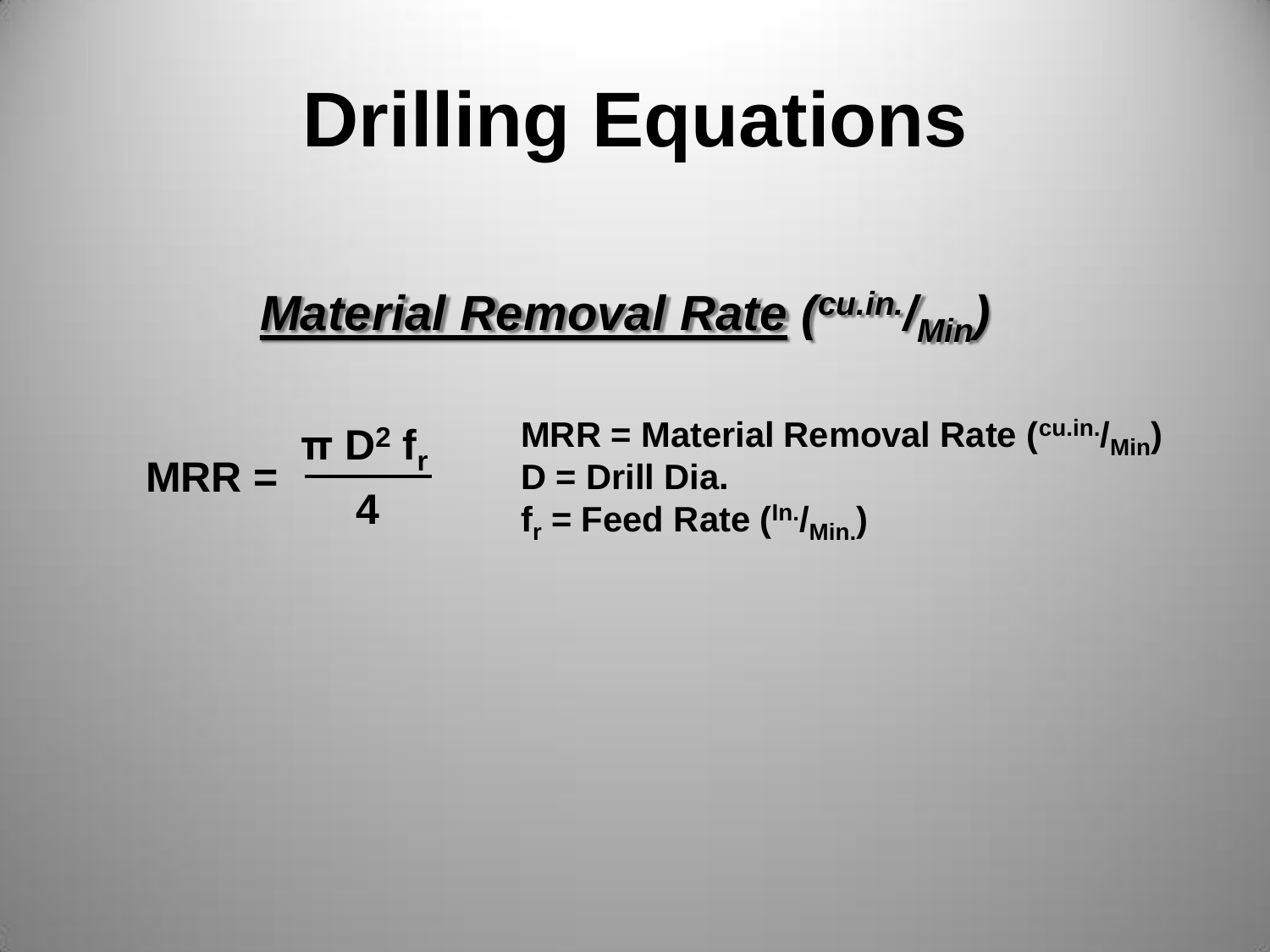# Drilling Equations

## ***Material Removal Rate*** ($^{cu.in.}/_{Min}$)

$$MRR = \frac{\pi D^2 f_r}{4}$$

**MRR = Material Removal Rate ($^{cu.in.}/_{Min}$)**
**D = Drill Dia.**
**$f_r$ = Feed Rate ($^{In.}/_{Min.}$)**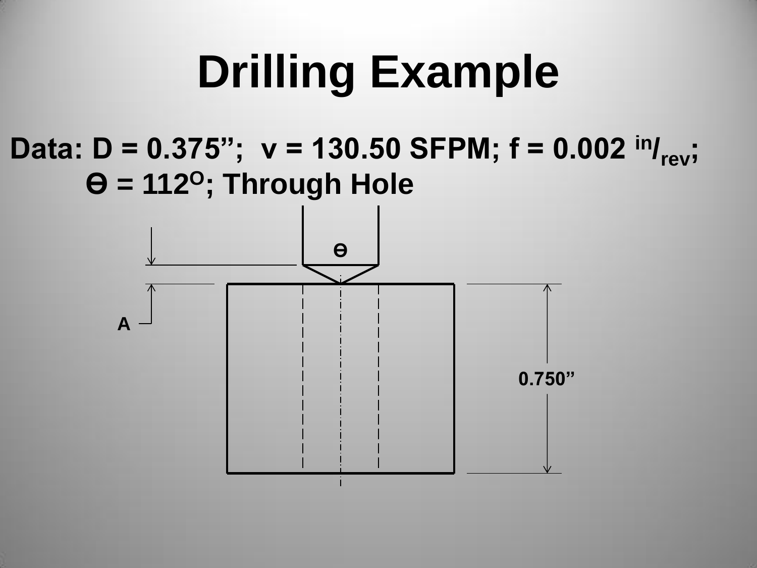# Drilling Example

**Data: D = 0.375”; v = 130.50 SFPM; f = 0.002 $^{in}/_{rev}$;**
**$\theta$ = 112$^{O}$; Through Hole**

$\theta$

A

0.750”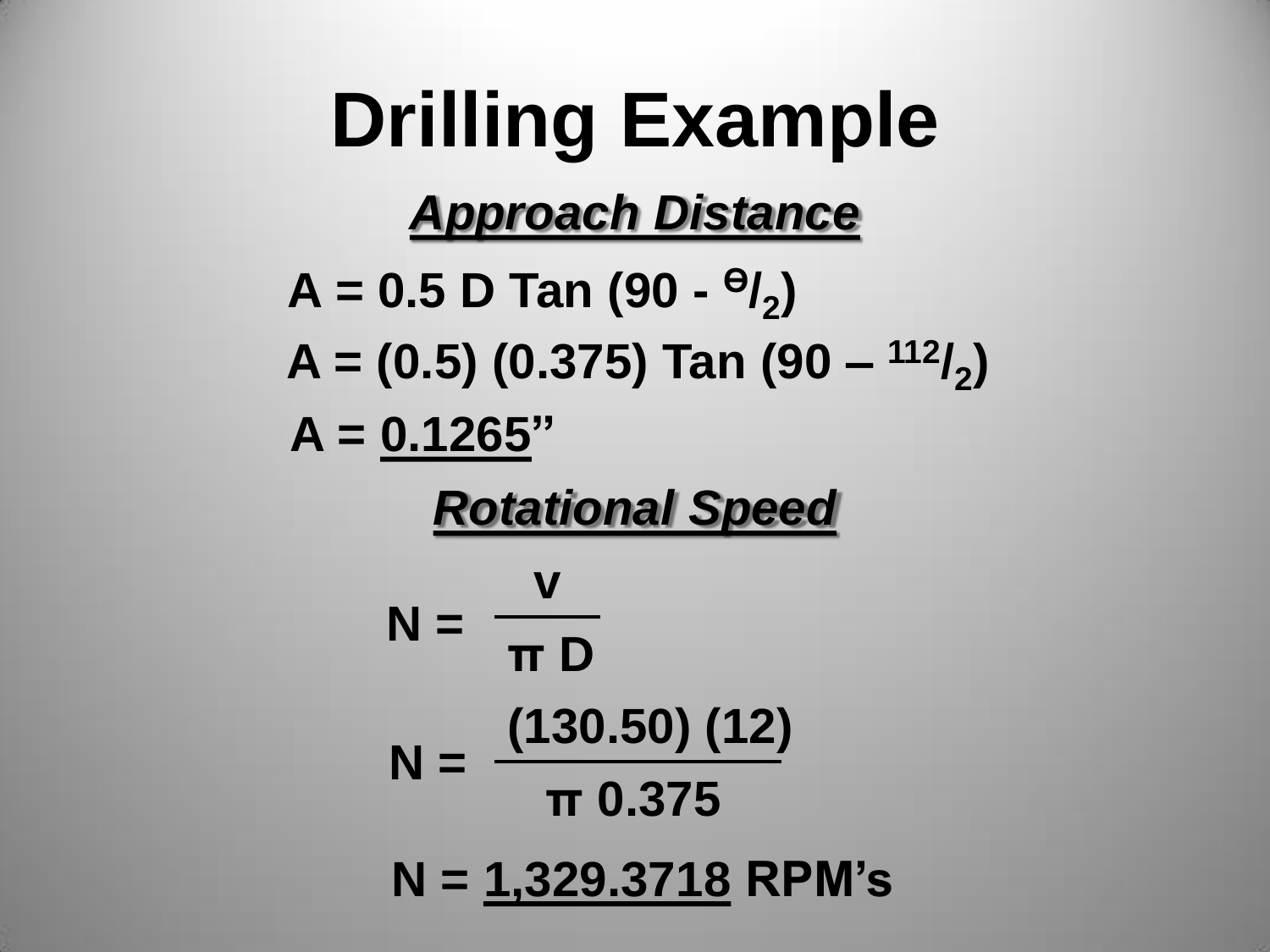# Drilling Example

## ***Approach Distance***

$A = 0.5\ D\ \text{Tan}\ (90 - {}^{\Theta}/_{2})$

$A = (0.5)\ (0.375)\ \text{Tan}\ (90 - {}^{112}/_{2})$

A = <u>0.1265</u>”

## ***Rotational Speed***

$$N = \frac{V}{\pi D}$$

$$N = \frac{(130.50)\ (12)}{\pi\ 0.375}$$

N = <u>1,329.3718</u> RPM’s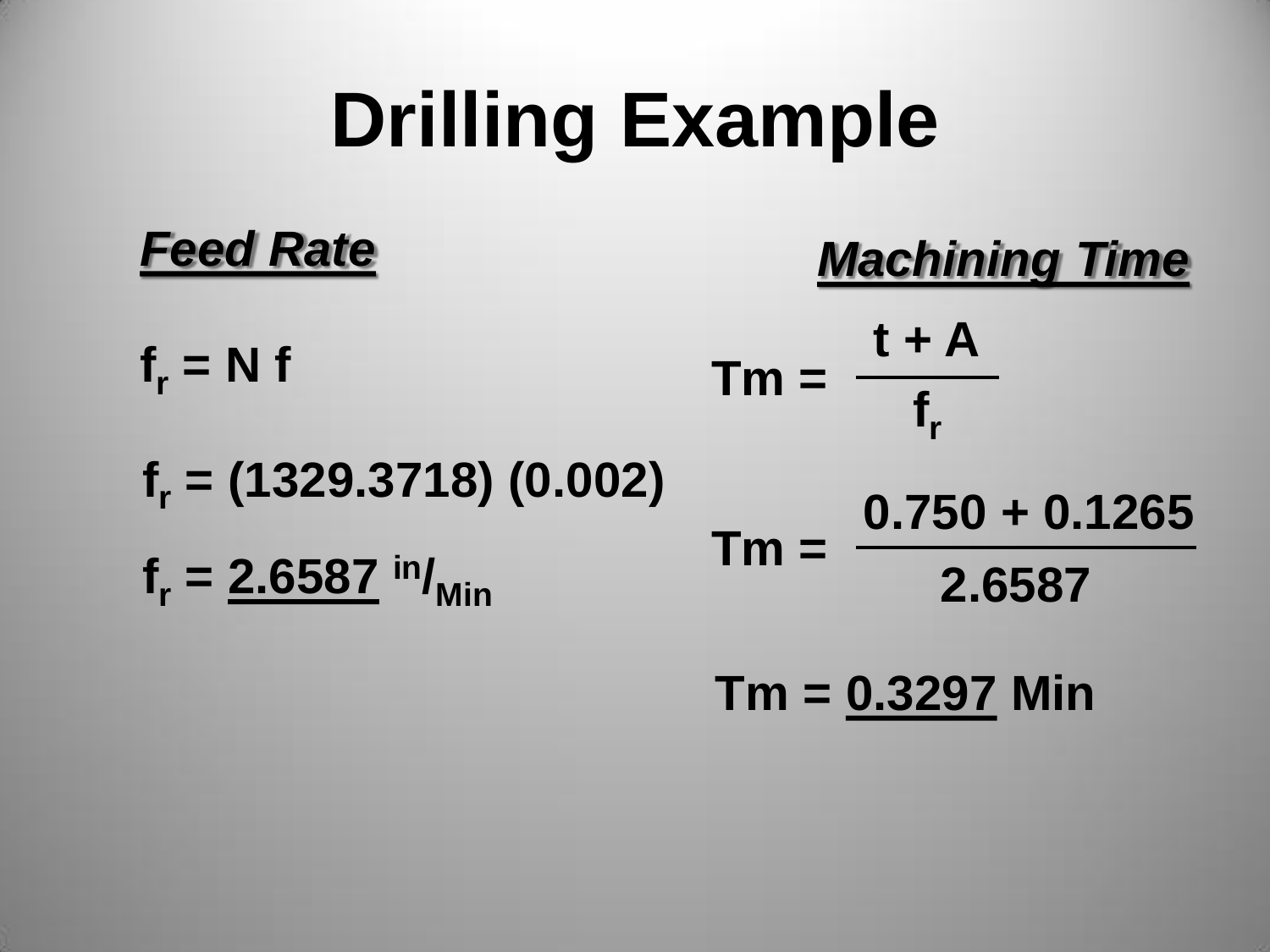# Drilling Example

### ***Feed Rate***

$f_r = N f$

$f_r = (1329.3718)(0.002)$

$f_r = \underline{2.6587}\ ^{in}/_{Min}$

### ***Machining Time***

$$Tm = \frac{t + A}{f_r}$$

$$Tm = \frac{0.750 + 0.1265}{2.6587}$$

$Tm = \underline{0.3297}$ Min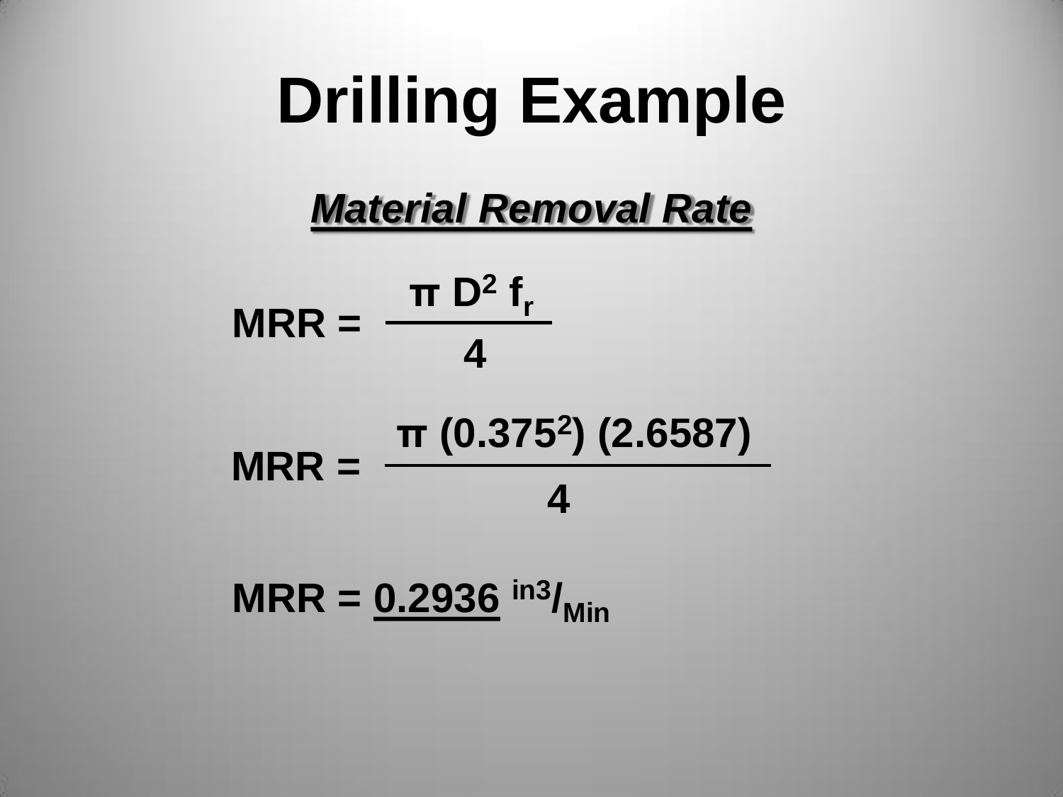# Drilling Example

***Material Removal Rate***

$$MRR = \frac{\pi D^2 f_r}{4}$$

$$MRR = \frac{\pi (0.375^2)(2.6587)}{4}$$

MRR = 0.2936 $in^3/Min$